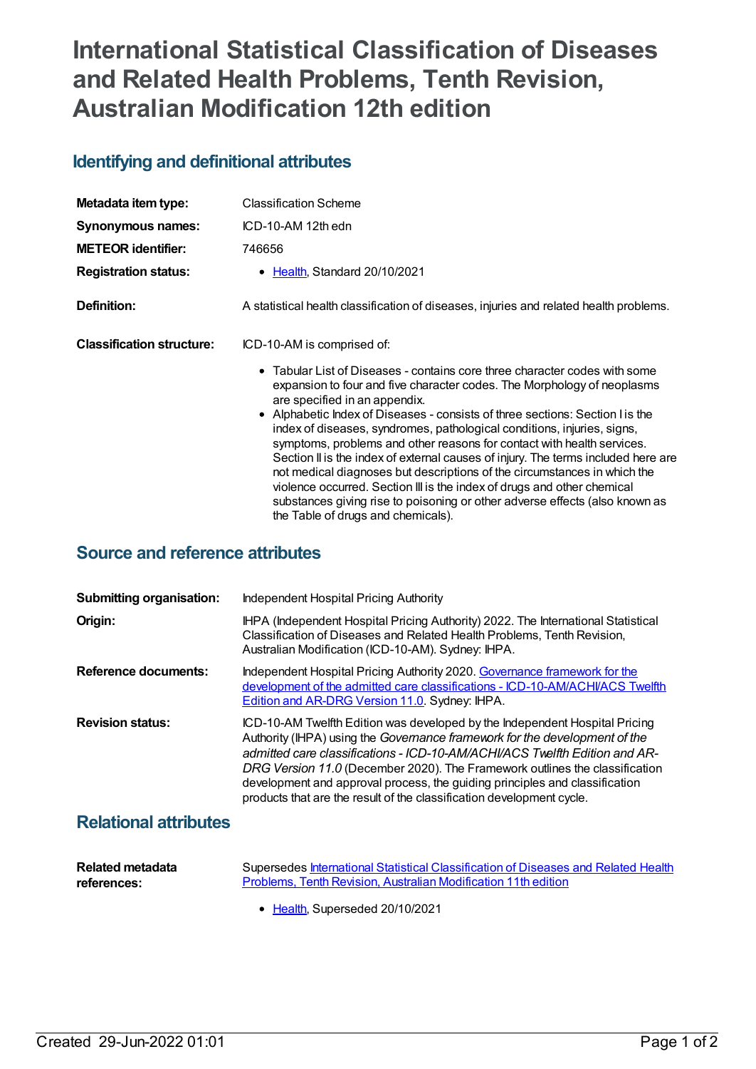# International Statistical Classification of Diseases and Related Health Problems, Tenth Revision, Australian Modification 12th edition

## Identifying and definitional attributes

| | |
|---|---|
| **Metadata item type:** | Classification Scheme |
| **Synonymous names:** | ICD-10-AM 12th edn |
| **METEOR identifier:** | 746656 |
| **Registration status:** | • Health, Standard 20/10/2021 |
| **Definition:** | A statistical health classification of diseases, injuries and related health problems. |

**Classification structure:** ICD-10-AM is comprised of:

- Tabular List of Diseases - contains core three character codes with some expansion to four and five character codes. The Morphology of neoplasms are specified in an appendix.
- Alphabetic Index of Diseases - consists of three sections: Section I is the index of diseases, syndromes, pathological conditions, injuries, signs, symptoms, problems and other reasons for contact with health services. Section II is the index of external causes of injury. The terms included here are not medical diagnoses but descriptions of the circumstances in which the violence occurred. Section III is the index of drugs and other chemical substances giving rise to poisoning or other adverse effects (also known as the Table of drugs and chemicals).

## Source and reference attributes

| | |
|---|---|
| **Submitting organisation:** | Independent Hospital Pricing Authority |
| **Origin:** | IHPA (Independent Hospital Pricing Authority) 2022. The International Statistical Classification of Diseases and Related Health Problems, Tenth Revision, Australian Modification (ICD-10-AM). Sydney: IHPA. |
| **Reference documents:** | Independent Hospital Pricing Authority 2020. Governance framework for the development of the admitted care classifications - ICD-10-AM/ACHI/ACS Twelfth Edition and AR-DRG Version 11.0. Sydney: IHPA. |
| **Revision status:** | ICD-10-AM Twelfth Edition was developed by the Independent Hospital Pricing Authority (IHPA) using the *Governance framework for the development of the admitted care classifications - ICD-10-AM/ACHI/ACS Twelfth Edition and AR-DRG Version 11.0* (December 2020). The Framework outlines the classification development and approval process, the guiding principles and classification products that are the result of the classification development cycle. |

## Relational attributes

**Related metadata references:** Supersedes International Statistical Classification of Diseases and Related Health Problems, Tenth Revision, Australian Modification 11th edition

- Health, Superseded 20/10/2021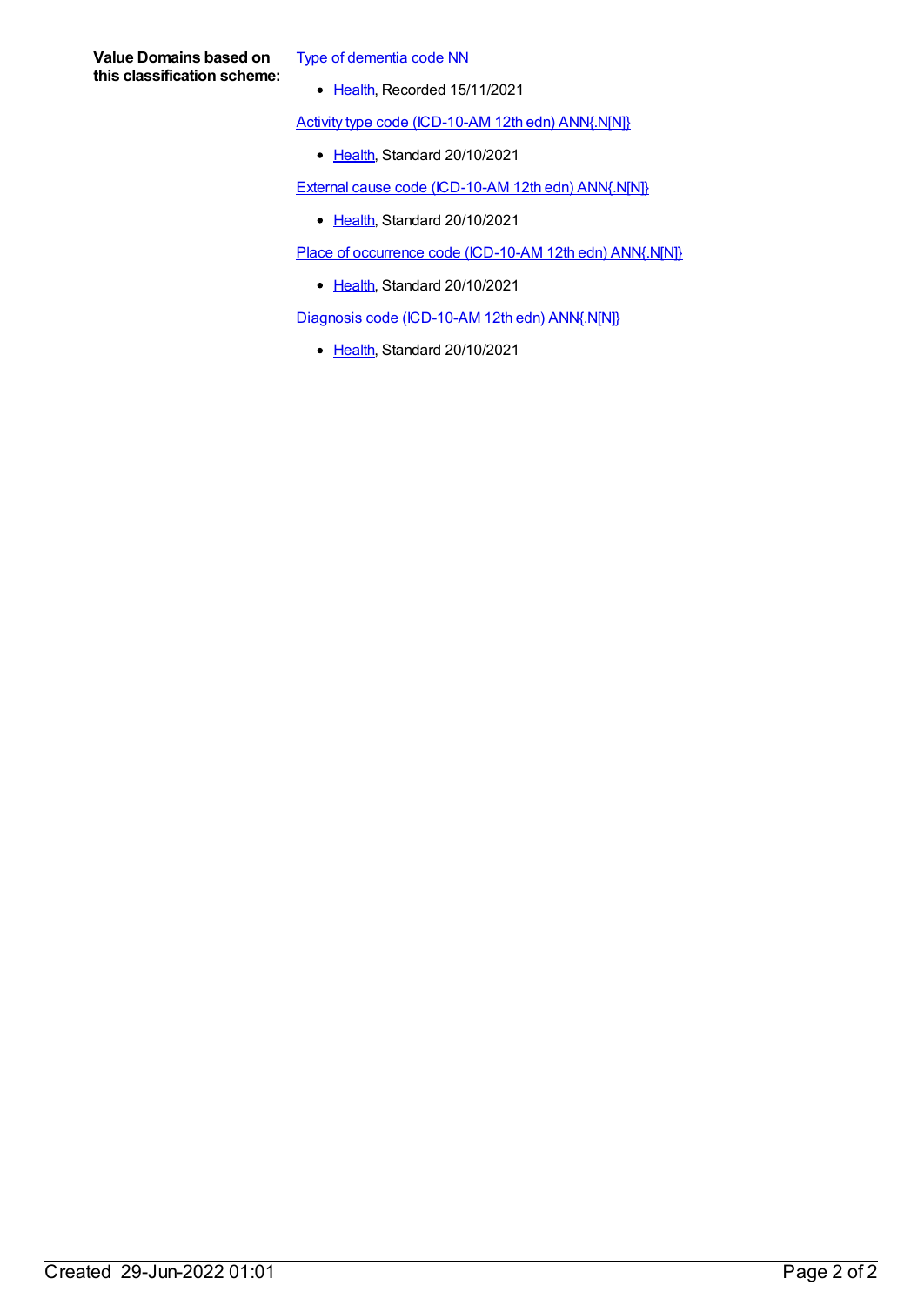**Value Domains based on this classification scheme:**

Type of dementia code NN

- Health, Recorded 15/11/2021

Activity type code (ICD-10-AM 12th edn) ANN{.N[N]}

- Health, Standard 20/10/2021

External cause code (ICD-10-AM 12th edn) ANN{.N[N]}

- Health, Standard 20/10/2021

Place of occurrence code (ICD-10-AM 12th edn) ANN{.N[N]}

- Health, Standard 20/10/2021

Diagnosis code (ICD-10-AM 12th edn) ANN{.N[N]}

- Health, Standard 20/10/2021